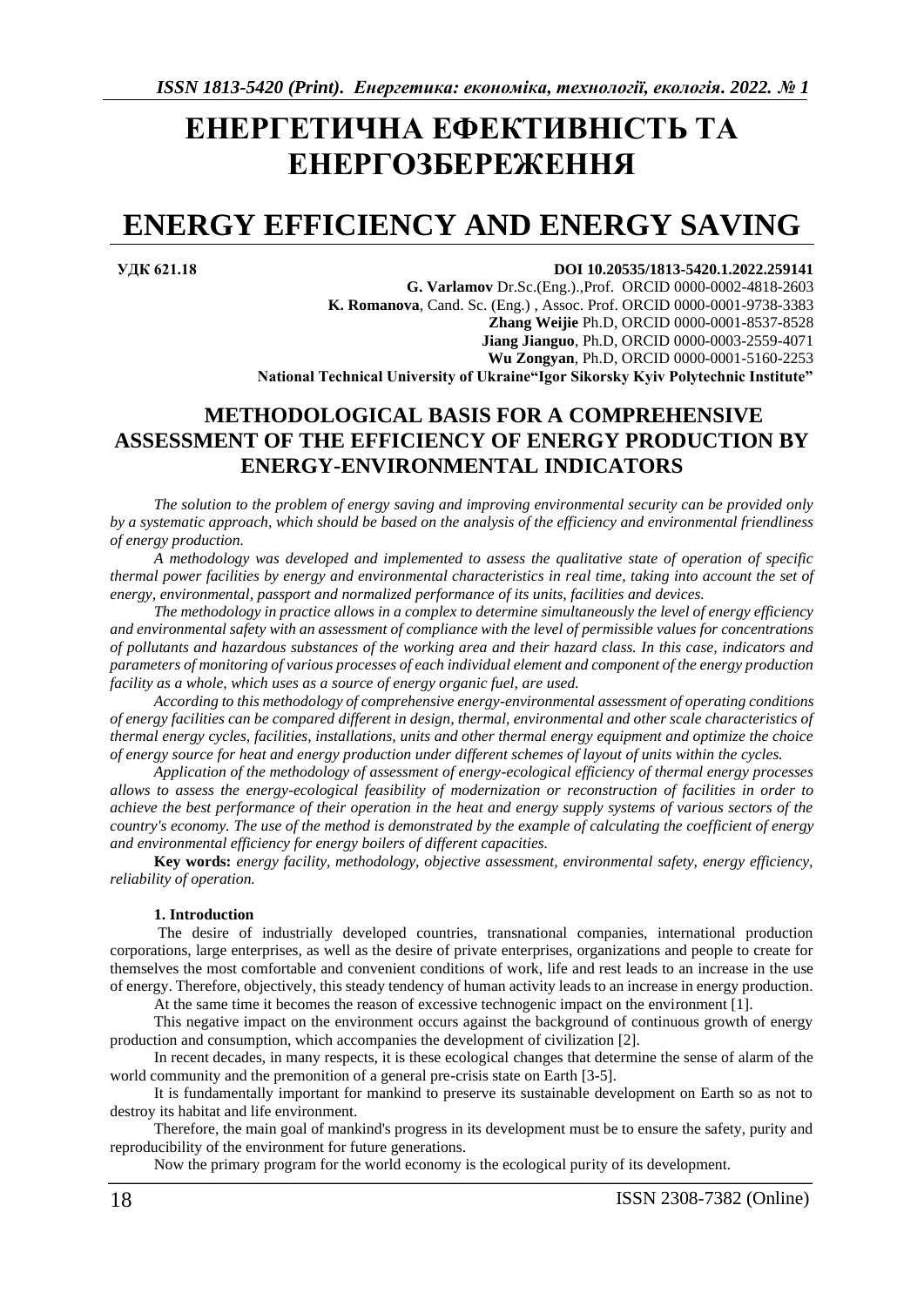# ЕНЕРГЕТИЧНА ЕФЕКТИВНІСТЬ ТА ЕНЕРГОЗБЕРЕЖЕННЯ

# ENERGY EFFICIENCY AND ENERGY SAVING

**УДК 621.18** **DOI 10.20535/1813-5420.1.2022.259141**

**G. Varlamov** Dr.Sc.(Eng.).,Prof. ORCID 0000-0002-4818-2603
**K. Romanova**, Cand. Sc. (Eng.) , Assoc. Prof. ORCID 0000-0001-9738-3383
**Zhang Weijie** Ph.D, ORCID 0000-0001-8537-8528
**Jiang Jianguo**, Ph.D, ORCID 0000-0003-2559-4071
**Wu Zongyan**, Ph.D, ORCID 0000-0001-5160-2253
**National Technical University of Ukraine"Igor Sikorsky Kyiv Polytechnic Institute"**

## METHODOLOGICAL BASIS FOR A COMPREHENSIVE ASSESSMENT OF THE EFFICIENCY OF ENERGY PRODUCTION BY ENERGY-ENVIRONMENTAL INDICATORS

*The solution to the problem of energy saving and improving environmental security can be provided only by a systematic approach, which should be based on the analysis of the efficiency and environmental friendliness of energy production.*

*A methodology was developed and implemented to assess the qualitative state of operation of specific thermal power facilities by energy and environmental characteristics in real time, taking into account the set of energy, environmental, passport and normalized performance of its units, facilities and devices.*

*The methodology in practice allows in a complex to determine simultaneously the level of energy efficiency and environmental safety with an assessment of compliance with the level of permissible values for concentrations of pollutants and hazardous substances of the working area and their hazard class. In this case, indicators and parameters of monitoring of various processes of each individual element and component of the energy production facility as a whole, which uses as a source of energy organic fuel, are used.*

*According to this methodology of comprehensive energy-environmental assessment of operating conditions of energy facilities can be compared different in design, thermal, environmental and other scale characteristics of thermal energy cycles, facilities, installations, units and other thermal energy equipment and optimize the choice of energy source for heat and energy production under different schemes of layout of units within the cycles.*

*Application of the methodology of assessment of energy-ecological efficiency of thermal energy processes allows to assess the energy-ecological feasibility of modernization or reconstruction of facilities in order to achieve the best performance of their operation in the heat and energy supply systems of various sectors of the country's economy. The use of the method is demonstrated by the example of calculating the coefficient of energy and environmental efficiency for energy boilers of different capacities.*

**Key words:** *energy facility, methodology, objective assessment, environmental safety, energy efficiency, reliability of operation.*

### 1. Introduction

The desire of industrially developed countries, transnational companies, international production corporations, large enterprises, as well as the desire of private enterprises, organizations and people to create for themselves the most comfortable and convenient conditions of work, life and rest leads to an increase in the use of energy. Therefore, objectively, this steady tendency of human activity leads to an increase in energy production.

At the same time it becomes the reason of excessive technogenic impact on the environment [1].

This negative impact on the environment occurs against the background of continuous growth of energy production and consumption, which accompanies the development of civilization [2].

In recent decades, in many respects, it is these ecological changes that determine the sense of alarm of the world community and the premonition of a general pre-crisis state on Earth [3-5].

It is fundamentally important for mankind to preserve its sustainable development on Earth so as not to destroy its habitat and life environment.

Therefore, the main goal of mankind's progress in its development must be to ensure the safety, purity and reproducibility of the environment for future generations.

Now the primary program for the world economy is the ecological purity of its development.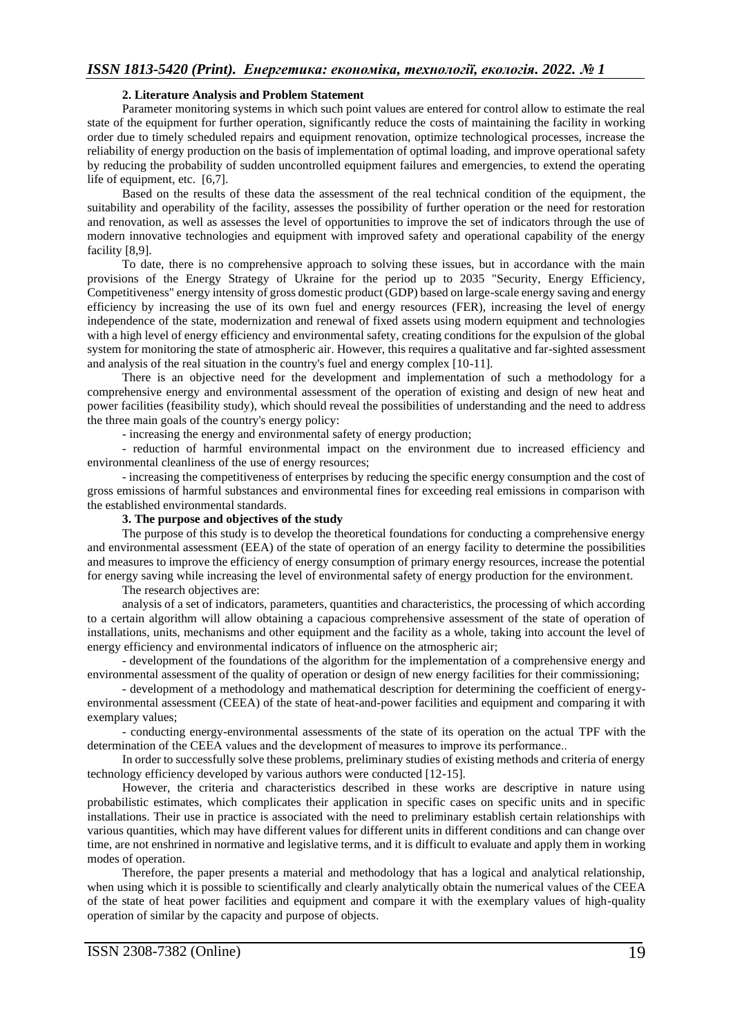### 2. Literature Analysis and Problem Statement

Parameter monitoring systems in which such point values are entered for control allow to estimate the real state of the equipment for further operation, significantly reduce the costs of maintaining the facility in working order due to timely scheduled repairs and equipment renovation, optimize technological processes, increase the reliability of energy production on the basis of implementation of optimal loading, and improve operational safety by reducing the probability of sudden uncontrolled equipment failures and emergencies, to extend the operating life of equipment, etc. [6,7].

Based on the results of these data the assessment of the real technical condition of the equipment, the suitability and operability of the facility, assesses the possibility of further operation or the need for restoration and renovation, as well as assesses the level of opportunities to improve the set of indicators through the use of modern innovative technologies and equipment with improved safety and operational capability of the energy facility [8,9].

To date, there is no comprehensive approach to solving these issues, but in accordance with the main provisions of the Energy Strategy of Ukraine for the period up to 2035 "Security, Energy Efficiency, Competitiveness" energy intensity of gross domestic product (GDP) based on large-scale energy saving and energy efficiency by increasing the use of its own fuel and energy resources (FER), increasing the level of energy independence of the state, modernization and renewal of fixed assets using modern equipment and technologies with a high level of energy efficiency and environmental safety, creating conditions for the expulsion of the global system for monitoring the state of atmospheric air. However, this requires a qualitative and far-sighted assessment and analysis of the real situation in the country's fuel and energy complex [10-11].

There is an objective need for the development and implementation of such a methodology for a comprehensive energy and environmental assessment of the operation of existing and design of new heat and power facilities (feasibility study), which should reveal the possibilities of understanding and the need to address the three main goals of the country's energy policy:

- increasing the energy and environmental safety of energy production;
- reduction of harmful environmental impact on the environment due to increased efficiency and environmental cleanliness of the use of energy resources;
- increasing the competitiveness of enterprises by reducing the specific energy consumption and the cost of gross emissions of harmful substances and environmental fines for exceeding real emissions in comparison with the established environmental standards.

### 3. The purpose and objectives of the study

The purpose of this study is to develop the theoretical foundations for conducting a comprehensive energy and environmental assessment (EEA) of the state of operation of an energy facility to determine the possibilities and measures to improve the efficiency of energy consumption of primary energy resources, increase the potential for energy saving while increasing the level of environmental safety of energy production for the environment.

The research objectives are:

analysis of a set of indicators, parameters, quantities and characteristics, the processing of which according to a certain algorithm will allow obtaining a capacious comprehensive assessment of the state of operation of installations, units, mechanisms and other equipment and the facility as a whole, taking into account the level of energy efficiency and environmental indicators of influence on the atmospheric air;

- development of the foundations of the algorithm for the implementation of a comprehensive energy and environmental assessment of the quality of operation or design of new energy facilities for their commissioning;
- development of a methodology and mathematical description for determining the coefficient of energy-environmental assessment (CEEA) of the state of heat-and-power facilities and equipment and comparing it with exemplary values;
- conducting energy-environmental assessments of the state of its operation on the actual TPF with the determination of the CEEA values and the development of measures to improve its performance..

In order to successfully solve these problems, preliminary studies of existing methods and criteria of energy technology efficiency developed by various authors were conducted [12-15].

However, the criteria and characteristics described in these works are descriptive in nature using probabilistic estimates, which complicates their application in specific cases on specific units and in specific installations. Their use in practice is associated with the need to preliminary establish certain relationships with various quantities, which may have different values for different units in different conditions and can change over time, are not enshrined in normative and legislative terms, and it is difficult to evaluate and apply them in working modes of operation.

Therefore, the paper presents a material and methodology that has a logical and analytical relationship, when using which it is possible to scientifically and clearly analytically obtain the numerical values of the CEEA of the state of heat power facilities and equipment and compare it with the exemplary values of high-quality operation of similar by the capacity and purpose of objects.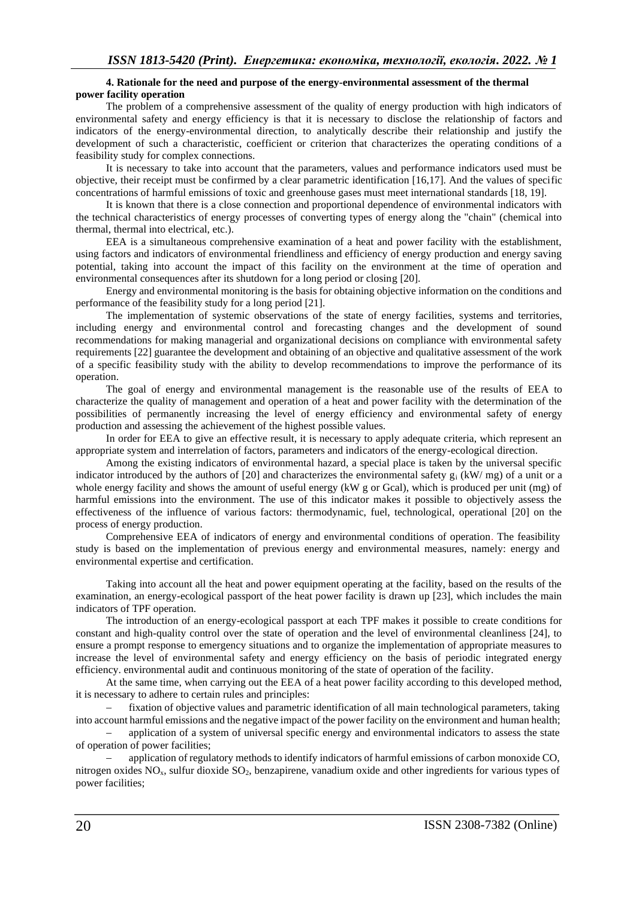#### 4. Rationale for the need and purpose of the energy-environmental assessment of the thermal power facility operation

The problem of a comprehensive assessment of the quality of energy production with high indicators of environmental safety and energy efficiency is that it is necessary to disclose the relationship of factors and indicators of the energy-environmental direction, to analytically describe their relationship and justify the development of such a characteristic, coefficient or criterion that characterizes the operating conditions of a feasibility study for complex connections.

It is necessary to take into account that the parameters, values and performance indicators used must be objective, their receipt must be confirmed by a clear parametric identification [16,17]. And the values of specific concentrations of harmful emissions of toxic and greenhouse gases must meet international standards [18, 19].

It is known that there is a close connection and proportional dependence of environmental indicators with the technical characteristics of energy processes of converting types of energy along the "chain" (chemical into thermal, thermal into electrical, etc.).

EEA is a simultaneous comprehensive examination of a heat and power facility with the establishment, using factors and indicators of environmental friendliness and efficiency of energy production and energy saving potential, taking into account the impact of this facility on the environment at the time of operation and environmental consequences after its shutdown for a long period or closing [20].

Energy and environmental monitoring is the basis for obtaining objective information on the conditions and performance of the feasibility study for a long period [21].

The implementation of systemic observations of the state of energy facilities, systems and territories, including energy and environmental control and forecasting changes and the development of sound recommendations for making managerial and organizational decisions on compliance with environmental safety requirements [22] guarantee the development and obtaining of an objective and qualitative assessment of the work of a specific feasibility study with the ability to develop recommendations to improve the performance of its operation.

The goal of energy and environmental management is the reasonable use of the results of EEA to characterize the quality of management and operation of a heat and power facility with the determination of the possibilities of permanently increasing the level of energy efficiency and environmental safety of energy production and assessing the achievement of the highest possible values.

In order for EEA to give an effective result, it is necessary to apply adequate criteria, which represent an appropriate system and interrelation of factors, parameters and indicators of the energy-ecological direction.

Among the existing indicators of environmental hazard, a special place is taken by the universal specific indicator introduced by the authors of [20] and characterizes the environmental safety $g_i$ (kW/ mg) of a unit or a whole energy facility and shows the amount of useful energy (kW g or Gcal), which is produced per unit (mg) of harmful emissions into the environment. The use of this indicator makes it possible to objectively assess the effectiveness of the influence of various factors: thermodynamic, fuel, technological, operational [20] on the process of energy production.

Comprehensive EEA of indicators of energy and environmental conditions of operation. The feasibility study is based on the implementation of previous energy and environmental measures, namely: energy and environmental expertise and certification.

Taking into account all the heat and power equipment operating at the facility, based on the results of the examination, an energy-ecological passport of the heat power facility is drawn up [23], which includes the main indicators of TPF operation.

The introduction of an energy-ecological passport at each TPF makes it possible to create conditions for constant and high-quality control over the state of operation and the level of environmental cleanliness [24], to ensure a prompt response to emergency situations and to organize the implementation of appropriate measures to increase the level of environmental safety and energy efficiency on the basis of periodic integrated energy efficiency. environmental audit and continuous monitoring of the state of operation of the facility.

At the same time, when carrying out the EEA of a heat power facility according to this developed method, it is necessary to adhere to certain rules and principles:

- fixation of objective values and parametric identification of all main technological parameters, taking into account harmful emissions and the negative impact of the power facility on the environment and human health;
- application of a system of universal specific energy and environmental indicators to assess the state of operation of power facilities;
- application of regulatory methods to identify indicators of harmful emissions of carbon monoxide CO, nitrogen oxides $NO_x$, sulfur dioxide $SO_2$, benzapirene, vanadium oxide and other ingredients for various types of power facilities;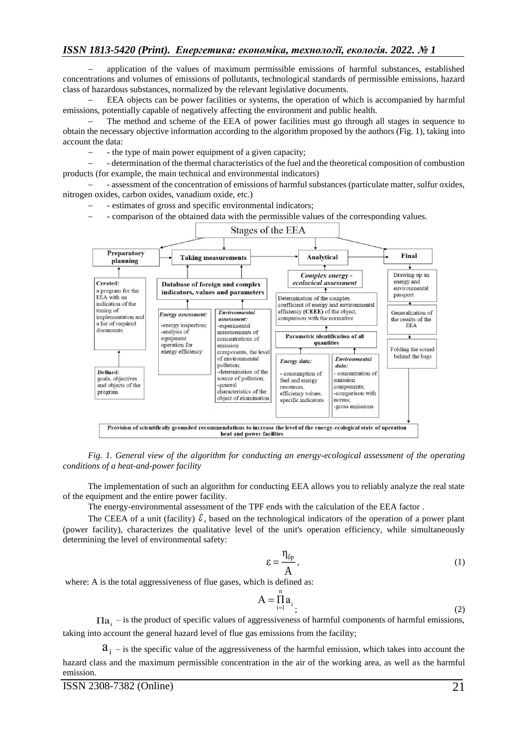– application of the values of maximum permissible emissions of harmful substances, established concentrations and volumes of emissions of pollutants, technological standards of permissible emissions, hazard class of hazardous substances, normalized by the relevant legislative documents.

– EEA objects can be power facilities or systems, the operation of which is accompanied by harmful emissions, potentially capable of negatively affecting the environment and public health.

– The method and scheme of the EEA of power facilities must go through all stages in sequence to obtain the necessary objective information according to the algorithm proposed by the authors (Fig. 1), taking into account the data:

– - the type of main power equipment of a given capacity;

– - determination of the thermal characteristics of the fuel and the theoretical composition of combustion products (for example, the main technical and environmental indicators)

– - assessment of the concentration of emissions of harmful substances (particulate matter, sulfur oxides, nitrogen oxides, carbon oxides, vanadium oxide, etc.)

– - estimates of gross and specific environmental indicators;

– - comparison of the obtained data with the permissible values of the corresponding values.

*Fig. 1. General view of the algorithm for conducting an energy-ecological assessment of the operating conditions of a heat-and-power facility*

The implementation of such an algorithm for conducting EEA allows you to reliably analyze the real state of the equipment and the entire power facility.

The energy-environmental assessment of the TPF ends with the calculation of the EEA factor .

The CEEA of a unit (facility) $\varepsilon$, based on the technological indicators of the operation of a power plant (power facility), characterizes the qualitative level of the unit's operation efficiency, while simultaneously determining the level of environmental safety:

$$\varepsilon = \frac{\eta_{бр}}{A}, \tag{1}$$

where: A is the total aggressiveness of flue gases, which is defined as:

$$A = \prod_{i=1}^{n} a_i \,; \tag{2}$$

$\Pi a_i$ – is the product of specific values of aggressiveness of harmful components of harmful emissions, taking into account the general hazard level of flue gas emissions from the facility;

$a_i$ – is the specific value of the aggressiveness of the harmful emission, which takes into account the hazard class and the maximum permissible concentration in the air of the working area, as well as the harmful emission.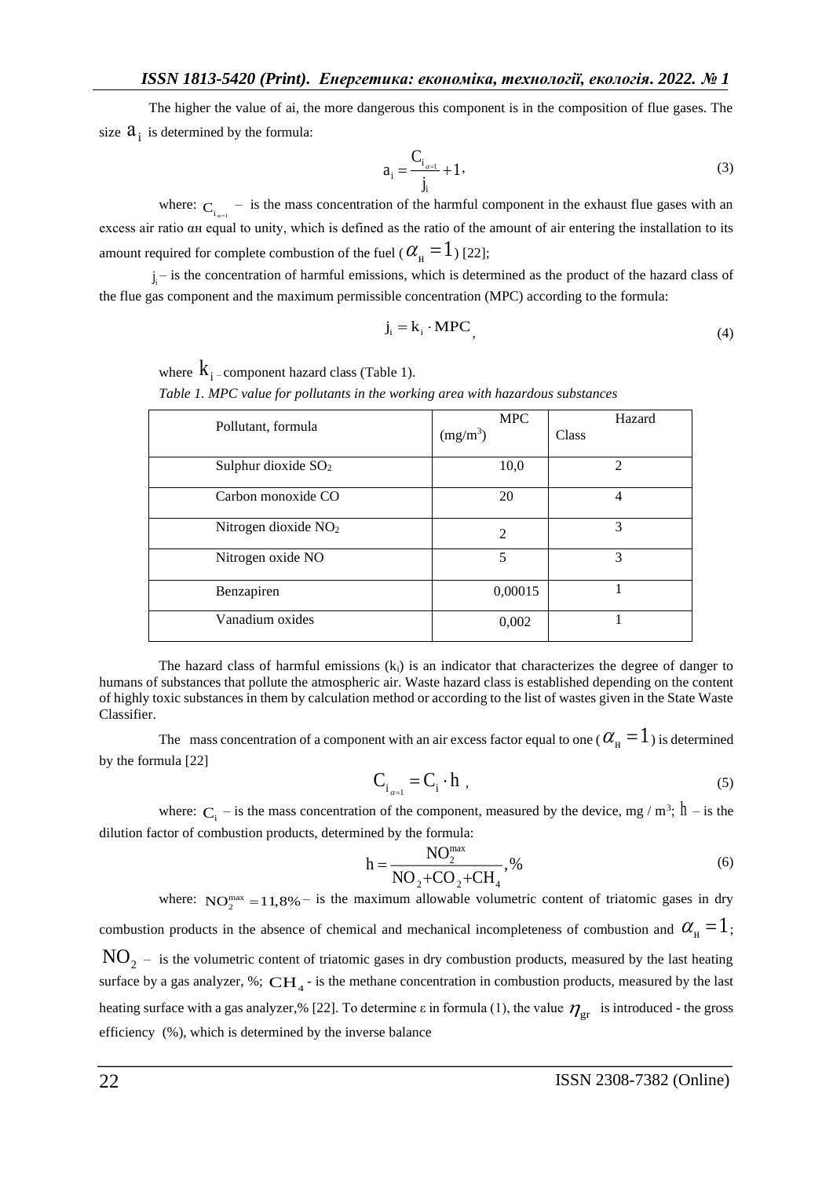The higher the value of ai, the more dangerous this component is in the composition of flue gases. The size $a_i$ is determined by the formula:

$$a_i = \frac{C_{i_{\alpha=1}}}{j_i} + 1, \tag{3}$$

where: $C_{i_{\alpha=1}}$ – is the mass concentration of the harmful component in the exhaust flue gases with an excess air ratio αн equal to unity, which is defined as the ratio of the amount of air entering the installation to its amount required for complete combustion of the fuel ($\alpha_н = 1$) [22];

$j_i$ – is the concentration of harmful emissions, which is determined as the product of the hazard class of the flue gas component and the maximum permissible concentration (MPC) according to the formula:

$$j_i = k_i \cdot MPC, \tag{4}$$

where $k_i$ – component hazard class (Table 1).

*Table 1. MPC value for pollutants in the working area with hazardous substances*

| Pollutant, formula | MPC (mg/m$^3$) | Hazard Class |
|---|---|---|
| Sulphur dioxide $SO_2$ | 10,0 | 2 |
| Carbon monoxide CO | 20 | 4 |
| Nitrogen dioxide $NO_2$ | 2 | 3 |
| Nitrogen oxide NO | 5 | 3 |
| Benzapiren | 0,00015 | 1 |
| Vanadium oxides | 0,002 | 1 |

The hazard class of harmful emissions ($k_i$) is an indicator that characterizes the degree of danger to humans of substances that pollute the atmospheric air. Waste hazard class is established depending on the content of highly toxic substances in them by calculation method or according to the list of wastes given in the State Waste Classifier.

The mass concentration of a component with an air excess factor equal to one ($\alpha_н = 1$) is determined by the formula [22]

$$C_{i_{\alpha=1}} = C_i \cdot h, \tag{5}$$

where: $C_i$ – is the mass concentration of the component, measured by the device, mg / m$^3$; $h$ – is the dilution factor of combustion products, determined by the formula:

$$h = \frac{NO_2^{max}}{NO_2 + CO_2 + CH_4}, \% \tag{6}$$

where: $NO_2^{max} = 11{,}8\%$ – is the maximum allowable volumetric content of triatomic gases in dry combustion products in the absence of chemical and mechanical incompleteness of combustion and $\alpha_н = 1$; $NO_2$ – is the volumetric content of triatomic gases in dry combustion products, measured by the last heating surface by a gas analyzer, %; $CH_4$ - is the methane concentration in combustion products, measured by the last heating surface with a gas analyzer,% [22]. To determine ε in formula (1), the value $\eta_{gr}$ is introduced - the gross efficiency (%), which is determined by the inverse balance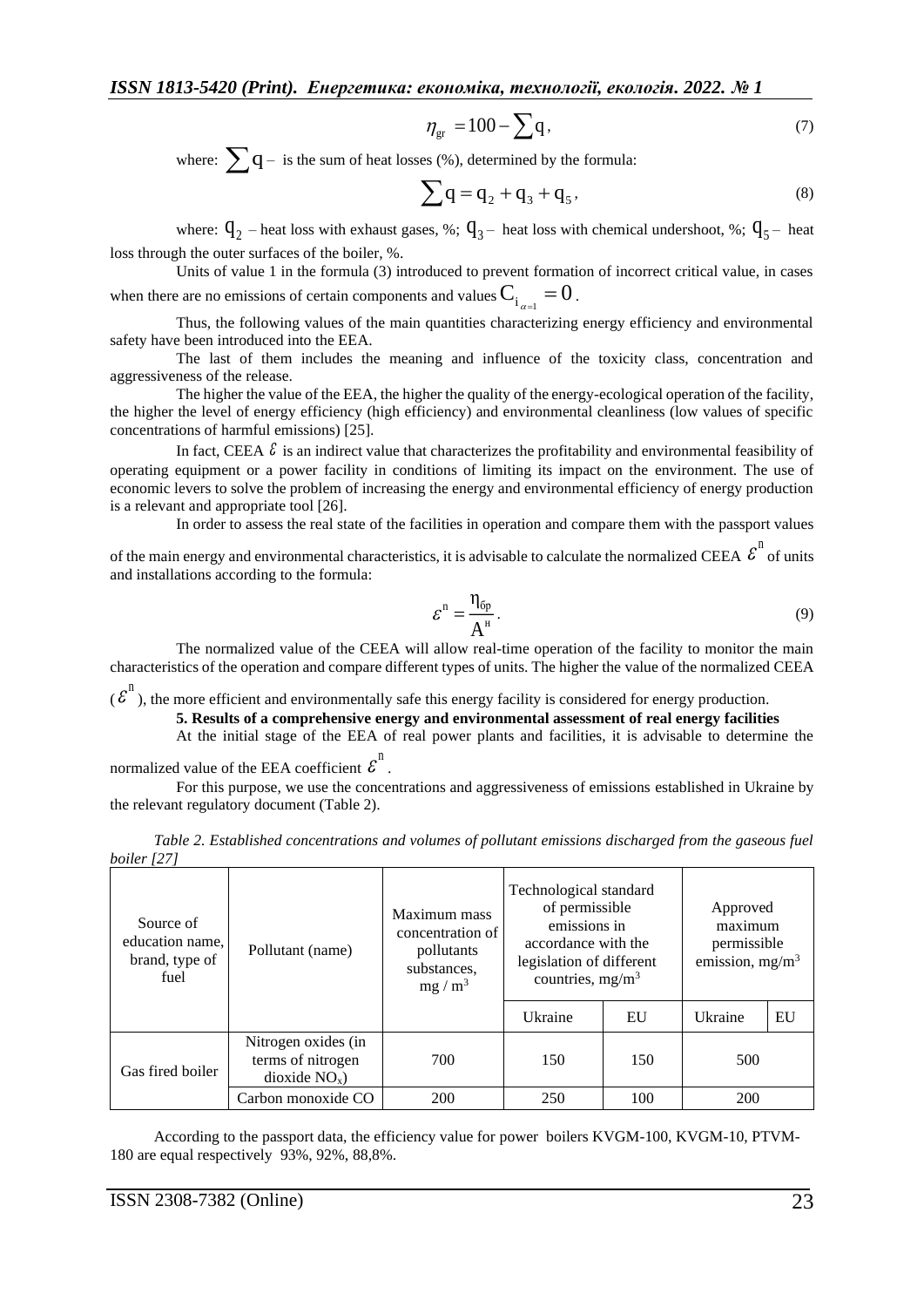$$\eta_{gr} = 100 - \sum q, \tag{7}$$

where: $\sum q$ – is the sum of heat losses (%), determined by the formula:

$$\sum q = q_2 + q_3 + q_5, \tag{8}$$

where: $q_2$ – heat loss with exhaust gases, %; $q_3$ – heat loss with chemical undershoot, %; $q_5$ – heat loss through the outer surfaces of the boiler, %.

Units of value 1 in the formula (3) introduced to prevent formation of incorrect critical value, in cases when there are no emissions of certain components and values $C_{i_{\alpha=1}} = 0$.

Thus, the following values of the main quantities characterizing energy efficiency and environmental safety have been introduced into the EEA.

The last of them includes the meaning and influence of the toxicity class, concentration and aggressiveness of the release.

The higher the value of the EEA, the higher the quality of the energy-ecological operation of the facility, the higher the level of energy efficiency (high efficiency) and environmental cleanliness (low values of specific concentrations of harmful emissions) [25].

In fact, CEEA $\varepsilon$ is an indirect value that characterizes the profitability and environmental feasibility of operating equipment or a power facility in conditions of limiting its impact on the environment. The use of economic levers to solve the problem of increasing the energy and environmental efficiency of energy production is a relevant and appropriate tool [26].

In order to assess the real state of the facilities in operation and compare them with the passport values of the main energy and environmental characteristics, it is advisable to calculate the normalized CEEA $\varepsilon^{n}$ of units and installations according to the formula:

$$\varepsilon^{n} = \frac{\eta_{бр}}{A^{н}}. \tag{9}$$

The normalized value of the CEEA will allow real-time operation of the facility to monitor the main characteristics of the operation and compare different types of units. The higher the value of the normalized CEEA ($\varepsilon^{n}$), the more efficient and environmentally safe this energy facility is considered for energy production.

**5. Results of a comprehensive energy and environmental assessment of real energy facilities**

At the initial stage of the EEA of real power plants and facilities, it is advisable to determine the normalized value of the EEA coefficient $\varepsilon^{n}$.

For this purpose, we use the concentrations and aggressiveness of emissions established in Ukraine by the relevant regulatory document (Table 2).

*Table 2. Established concentrations and volumes of pollutant emissions discharged from the gaseous fuel boiler [27]*

| Source of education name, brand, type of fuel | Pollutant (name) | Maximum mass concentration of pollutants substances, mg / m$^3$ | Technological standard of permissible emissions in accordance with the legislation of different countries, mg/m$^3$ | | Approved maximum permissible emission, mg/m$^3$ | |
|---|---|---|---|---|---|---|
| | | | Ukraine | EU | Ukraine | EU |
| Gas fired boiler | Nitrogen oxides (in terms of nitrogen dioxide $NO_x$) | 700 | 150 | 150 | 500 | |
| | Carbon monoxide CO | 200 | 250 | 100 | 200 | |

According to the passport data, the efficiency value for power boilers KVGM-100, KVGM-10, PTVM-180 are equal respectively 93%, 92%, 88,8%.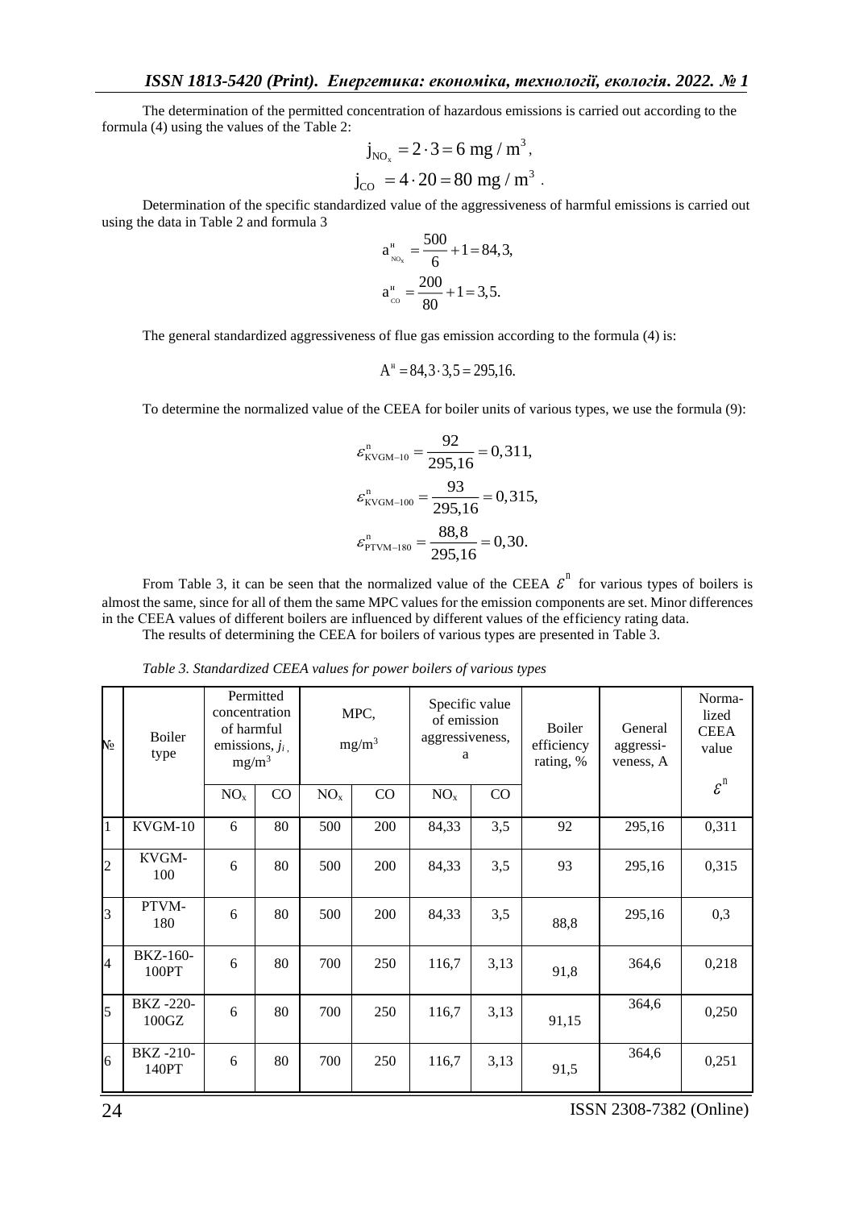The determination of the permitted concentration of hazardous emissions is carried out according to the formula (4) using the values of the Table 2:

$$j_{NO_x} = 2 \cdot 3 = 6 \text{ mg / m}^3,$$

$$j_{CO} = 4 \cdot 20 = 80 \text{ mg / m}^3 .$$

Determination of the specific standardized value of the aggressiveness of harmful emissions is carried out using the data in Table 2 and formula 3

$$a^{н}_{NO_x} = \frac{500}{6} + 1 = 84{,}3,$$

$$a^{н}_{CO} = \frac{200}{80} + 1 = 3{,}5.$$

The general standardized aggressiveness of flue gas emission according to the formula (4) is:

$$A^{н} = 84{,}3 \cdot 3{,}5 = 295{,}16.$$

To determine the normalized value of the CEEA for boiler units of various types, we use the formula (9):

$$\varepsilon^{n}_{KVGM-10} = \frac{92}{295{,}16} = 0{,}311,$$

$$\varepsilon^{n}_{KVGM-100} = \frac{93}{295{,}16} = 0{,}315,$$

$$\varepsilon^{n}_{PTVM-180} = \frac{88{,}8}{295{,}16} = 0{,}30.$$

From Table 3, it can be seen that the normalized value of the CEEA $\varepsilon^{n}$ for various types of boilers is almost the same, since for all of them the same MPC values for the emission components are set. Minor differences in the CEEA values of different boilers are influenced by different values of the efficiency rating data.

The results of determining the CEEA for boilers of various types are presented in Table 3.

*Table 3. Standardized CEEA values for power boilers of various types*

| № | Boiler type | Permitted concentration of harmful emissions, $j_i$, mg/m$^3$ | | MPC, mg/m$^3$ | | Specific value of emission aggressiveness, a | | Boiler efficiency rating, % | General aggressiveness, A | Normalized CEEA value $\varepsilon^{n}$ |
|---|---|---|---|---|---|---|---|---|---|---|
| | | $NO_x$ | CO | $NO_x$ | CO | $NO_x$ | CO | | | |
| 1 | KVGM-10 | 6 | 80 | 500 | 200 | 84,33 | 3,5 | 92 | 295,16 | 0,311 |
| 2 | KVGM-100 | 6 | 80 | 500 | 200 | 84,33 | 3,5 | 93 | 295,16 | 0,315 |
| 3 | PTVM-180 | 6 | 80 | 500 | 200 | 84,33 | 3,5 | 88,8 | 295,16 | 0,3 |
| 4 | BKZ-160-100PT | 6 | 80 | 700 | 250 | 116,7 | 3,13 | 91,8 | 364,6 | 0,218 |
| 5 | BKZ -220-100GZ | 6 | 80 | 700 | 250 | 116,7 | 3,13 | 91,15 | 364,6 | 0,250 |
| 6 | BKZ -210-140PT | 6 | 80 | 700 | 250 | 116,7 | 3,13 | 91,5 | 364,6 | 0,251 |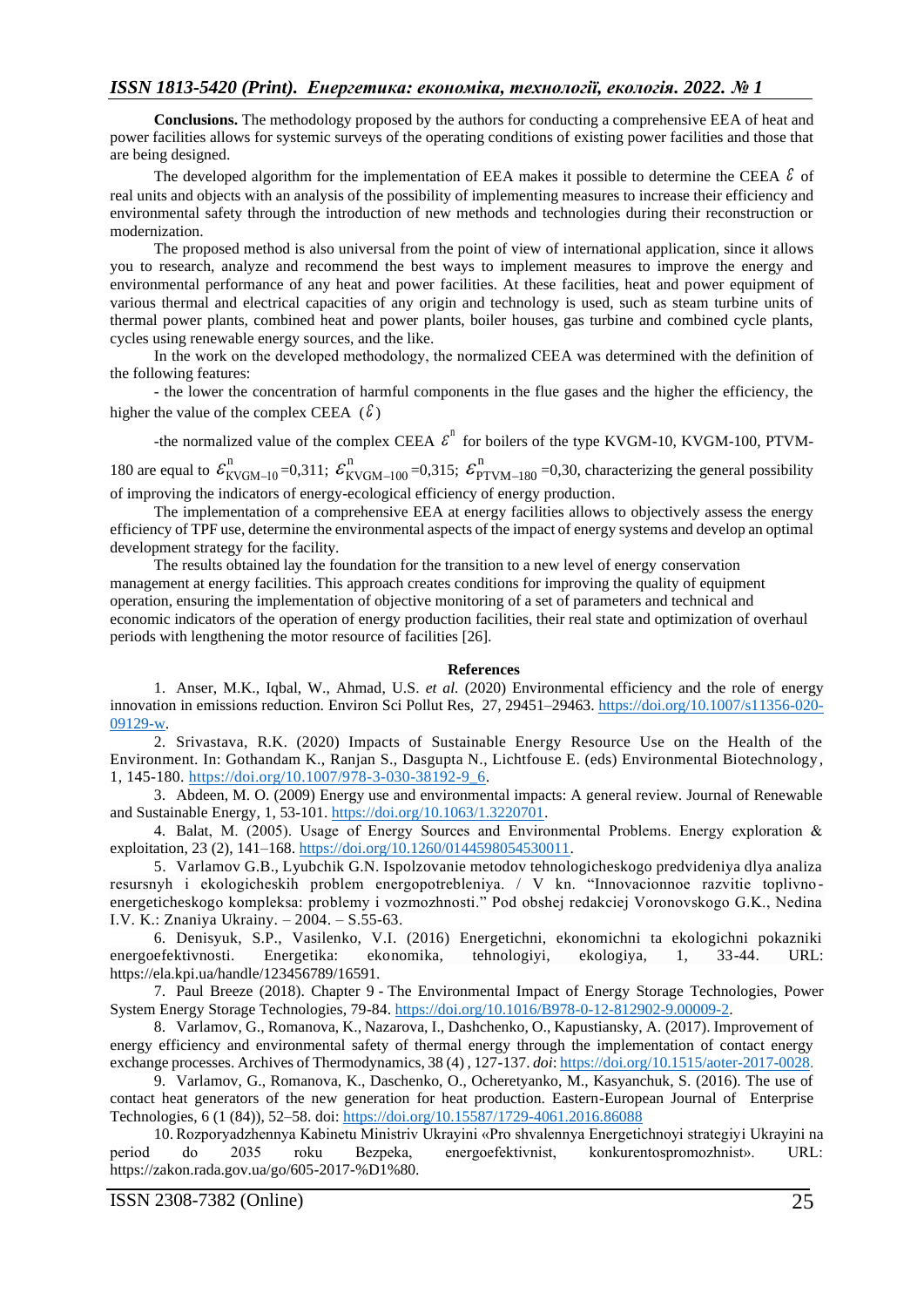**Conclusions.** The methodology proposed by the authors for conducting a comprehensive EEA of heat and power facilities allows for systemic surveys of the operating conditions of existing power facilities and those that are being designed.

The developed algorithm for the implementation of EEA makes it possible to determine the CEEA $\mathcal{E}$ of real units and objects with an analysis of the possibility of implementing measures to increase their efficiency and environmental safety through the introduction of new methods and technologies during their reconstruction or modernization.

The proposed method is also universal from the point of view of international application, since it allows you to research, analyze and recommend the best ways to implement measures to improve the energy and environmental performance of any heat and power facilities. At these facilities, heat and power equipment of various thermal and electrical capacities of any origin and technology is used, such as steam turbine units of thermal power plants, combined heat and power plants, boiler houses, gas turbine and combined cycle plants, cycles using renewable energy sources, and the like.

In the work on the developed methodology, the normalized CEEA was determined with the definition of the following features:

- the lower the concentration of harmful components in the flue gases and the higher the efficiency, the higher the value of the complex CEEA ($\mathcal{E}$)

-the normalized value of the complex CEEA $\mathcal{E}^{n}$ for boilers of the type KVGM-10, KVGM-100, PTVM-180 are equal to $\mathcal{E}^{n}_{KVGM-10}$ =0,311; $\mathcal{E}^{n}_{KVGM-100}$ =0,315; $\mathcal{E}^{n}_{PTVM-180}$ =0,30, characterizing the general possibility of improving the indicators of energy-ecological efficiency of energy production.

The implementation of a comprehensive EEA at energy facilities allows to objectively assess the energy efficiency of TPF use, determine the environmental aspects of the impact of energy systems and develop an optimal development strategy for the facility.

The results obtained lay the foundation for the transition to a new level of energy conservation management at energy facilities. This approach creates conditions for improving the quality of equipment operation, ensuring the implementation of objective monitoring of a set of parameters and technical and economic indicators of the operation of energy production facilities, their real state and optimization of overhaul periods with lengthening the motor resource of facilities [26].

## References

1. Anser, M.K., Iqbal, W., Ahmad, U.S. *et al.* (2020) Environmental efficiency and the role of energy innovation in emissions reduction. Environ Sci Pollut Res, 27, 29451–29463. https://doi.org/10.1007/s11356-020-09129-w.

2. Srivastava, R.K. (2020) Impacts of Sustainable Energy Resource Use on the Health of the Environment. In: Gothandam K., Ranjan S., Dasgupta N., Lichtfouse E. (eds) Environmental Biotechnology, 1, 145-180. https://doi.org/10.1007/978-3-030-38192-9_6.

3. Abdeen, M. O. (2009) Energy use and environmental impacts: A general review. Journal of Renewable and Sustainable Energy, 1, 53-101. https://doi.org/10.1063/1.3220701.

4. Balat, M. (2005). Usage of Energy Sources and Environmental Problems. Energy exploration & exploitation, 23 (2), 141–168. https://doi.org/10.1260/0144598054530011.

5. Varlamov G.B., Lyubchik G.N. Ispolzovanie metodov tehnologicheskogo predvideniya dlya analiza resursnyh i ekologicheskih problem energopotrebleniya. / V kn. "Innovacionnoe razvitie toplivno-energeticheskogo kompleksa: problemy i vozmozhnosti." Pod obshej redakciej Voronovskogo G.K., Nedina I.V. K.: Znaniya Ukrainy. – 2004. – S.55-63.

6. Denisyuk, S.P., Vasilenko, V.I. (2016) Energetichni, ekonomichni ta ekologichni pokazniki energoefektivnosti. Energetika: ekonomika, tehnologiyi, ekologiya, 1, 33-44. URL: https://ela.kpi.ua/handle/123456789/16591.

7. Paul Breeze (2018). Chapter 9 - The Environmental Impact of Energy Storage Technologies, Power System Energy Storage Technologies, 79-84. https://doi.org/10.1016/B978-0-12-812902-9.00009-2.

8. Varlamov, G., Romanova, K., Nazarova, I., Dashchenko, O., Kapustiansky, A. (2017). Improvement of energy efficiency and environmental safety of thermal energy through the implementation of contact energy exchange processes. Archives of Thermodynamics, 38 (4) , 127-137. *doi*: https://doi.org/10.1515/aoter-2017-0028.

9. Varlamov, G., Romanova, K., Daschenko, O., Ocheretyanko, M., Kasyanchuk, S. (2016). The use of contact heat generators of the new generation for heat production. Eastern-European Journal of Enterprise Technologies, 6 (1 (84)), 52–58. doi: https://doi.org/10.15587/1729-4061.2016.86088

10. Rozporyadzhennya Kabinetu Ministriv Ukrayini «Pro shvalennya Energetichnoyi strategiyi Ukrayini na period do 2035 roku Bezpeka, energoefektivnist, konkurentospromozhnist». URL: https://zakon.rada.gov.ua/go/605-2017-%D1%80.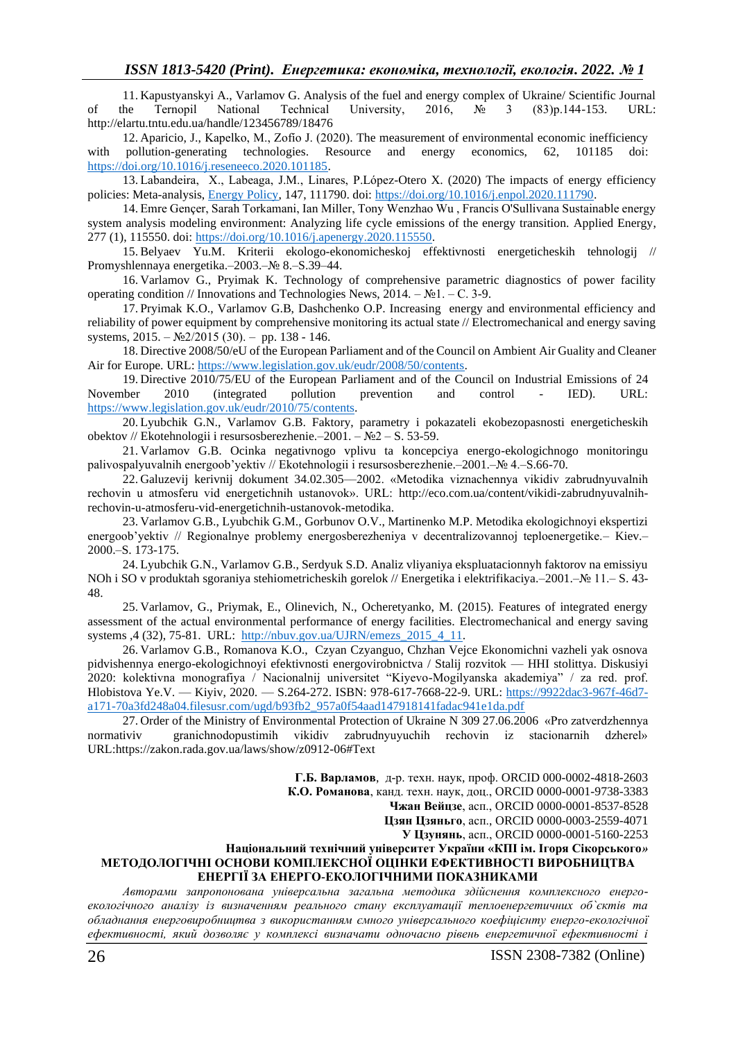11. Kapustyanskyi A., Varlamov G. Analysis of the fuel and energy complex of Ukraine/ Scientific Journal of the Ternopil National Technical University, 2016, № 3 (83)p.144-153. URL: http://elartu.tntu.edu.ua/handle/123456789/18476

12. Aparicio, J., Kapelko, M., Zofío J. (2020). The measurement of environmental economic inefficiency with pollution-generating technologies. Resource and energy economics, 62, 101185 doi: https://doi.org/10.1016/j.reseneeco.2020.101185.

13. Labandeira, X., Labeaga, J.M., Linares, P.López-Otero X. (2020) The impacts of energy efficiency policies: Meta-analysis, Energy Policy, 147, 111790. doi: https://doi.org/10.1016/j.enpol.2020.111790.

14. Emre Gençer, Sarah Torkamani, Ian Miller, Tony Wenzhao Wu , Francis O'Sullivana Sustainable energy system analysis modeling environment: Analyzing life cycle emissions of the energy transition. Applied Energy, 277 (1), 115550. doi: https://doi.org/10.1016/j.apenergy.2020.115550.

15. Belyaev Yu.M. Kriterii ekologo-ekonomicheskoj effektivnosti energeticheskih tehnologij // Promyshlennaya energetika.–2003.–№ 8.–S.39–44.

16. Varlamov G., Pryimak K. Technology of comprehensive parametric diagnostics of power facility operating condition // Innovations and Technologies News, 2014. – №1. – C. 3-9.

17. Pryimak K.O., Varlamov G.B, Dashchenko O.P. Increasing energy and environmental efficiency and reliability of power equipment by comprehensive monitoring its actual state // Electromechanical and energy saving systems, 2015. – №2/2015 (30). – pp. 138 - 146.

18. Directive 2008/50/eU of the European Parliament and of the Council on Ambient Air Guality and Cleaner Air for Europe. URL: https://www.legislation.gov.uk/eudr/2008/50/contents.

19. Directive 2010/75/EU of the European Parliament and of the Council on Industrial Emissions of 24 November 2010 (integrated pollution prevention and control - IED). URL: https://www.legislation.gov.uk/eudr/2010/75/contents.

20. Lyubchik G.N., Varlamov G.B. Faktory, parametry i pokazateli ekobezopasnosti energeticheskih obektov // Ekotehnologii i resursosberezhenie.–2001. – №2 – S. 53-59.

21. Varlamov G.B. Ocinka negativnogo vplivu ta koncepciya energo-ekologichnogo monitoringu palivospalyuvalnih energoob'yektiv // Ekotehnologii i resursosberezhenie.–2001.–№ 4.–S.66-70.

22. Galuzevij kerivnij dokument 34.02.305—2002. «Metodika viznachennya vikidiv zabrudnyuvalnih rechovin u atmosferu vid energetichnih ustanovok». URL: http://eco.com.ua/content/vikidi-zabrudnyuvalnih-rechovin-u-atmosferu-vid-energetichnih-ustanovok-metodika.

23. Varlamov G.B., Lyubchik G.M., Gorbunov O.V., Martinenko M.P. Metodika ekologichnoyi ekspertizi energoob'yektiv // Regionalnye problemy energosberezheniya v decentralizovannoj teploenergetike.– Kiev.– 2000.–S. 173-175.

24. Lyubchik G.N., Varlamov G.B., Serdyuk S.D. Analiz vliyaniya ekspluatacionnyh faktorov na emissiyu NOh i SO v produktah sgoraniya stehiometricheskih gorelok // Energetika i elektrifikaciya.–2001.–№ 11.– S. 43-48.

25. Varlamov, G., Priymak, E., Olinevich, N., Ocheretyanko, M. (2015). Features of integrated energy assessment of the actual environmental performance of energy facilities. Electromechanical and energy saving systems ,4 (32), 75-81. URL: http://nbuv.gov.ua/UJRN/emezs_2015_4_11.

26. Varlamov G.B., Romanova K.O., Czyan Czyanguo, Chzhan Vejce Ekonomichni vazheli yak osnova pidvishennya energo-ekologichnoyi efektivnosti energovirobnictva / Stalij rozvitok — HHI stolittya. Diskusiyi 2020: kolektivna monografiya / Nacionalnij universitet "Kiyevo-Mogilyanska akademiya" / za red. prof. Hlobistova Ye.V. — Kiyiv, 2020. — S.264-272. ISBN: 978-617-7668-22-9. URL: https://9922dac3-967f-46d7-a171-70a3fd248a04.filesusr.com/ugd/b93fb2_957a0f54aad147918141fadac941e1da.pdf

27. Order of the Ministry of Environmental Protection of Ukraine N 309 27.06.2006 «Pro zatverdzhennya normativiv granichnodopustimih vikidiv zabrudnyuyuchih rechovin iz stacionarnih dzherel» URL:https://zakon.rada.gov.ua/laws/show/z0912-06#Text

**Г.Б. Варламов**, д-р. техн. наук, проф. ORCID 000-0002-4818-2603
**К.О. Романова**, канд. техн. наук, доц., ORCID 0000-0001-9738-3383
**Чжан Вейцзе**, асп., ORCID 0000-0001-8537-8528
**Цзян Цзяньго**, асп., ORCID 0000-0003-2559-4071
**У Цзунянь**, асп., ORCID 0000-0001-5160-2253

**Національний технічний університет України «КПІ ім. Ігоря Сікорського»**

## МЕТОДОЛОГІЧНІ ОСНОВИ КОМПЛЕКСНОЇ ОЦІНКИ ЕФЕКТИВНОСТІ ВИРОБНИЦТВА ЕНЕРГІЇ ЗА ЕНЕРГО-ЕКОЛОГІЧНИМИ ПОКАЗНИКАМИ

*Авторами запропонована універсальна загальна методика здійснення комплексного енерго-екологічного аналізу із визначенням реального стану експлуатації теплоенергетичних об`єктів та обладнання енерговиробництва з використанням ємного універсального коефіцієнту енерго-екологічної ефективності, який дозволяє у комплексі визначати одночасно рівень енергетичної ефективності і*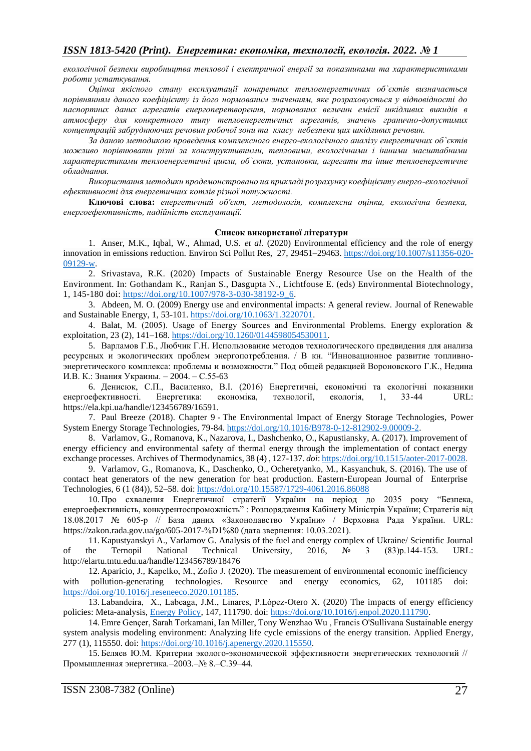*екологічної безпеки виробництва теплової і електричної енергії за показниками та характеристиками роботи устаткування.*

*Оцінка якісного стану експлуатації конкретних теплоенергетичних об`єктів визначається порівнянням даного коефіцієнту із його нормованим значенням, яке розраховується у відповідності до паспортних даних агрегатів енергоперетворення, нормованих величин емісії шкідливих викидів в атмосферу для конкретного типу теплоенергетичних агрегатів, значень гранично-допустимих концентрацій забруднюючих речовин робочої зони та класу небезпеки цих шкідливих речовин.*

*За даною методикою проведення комплексного енерго-екологічного аналізу енергетичних об`єктів можливо порівнювати різні за конструктивними, тепловими, екологічними і іншими масштабними характеристиками теплоенергетичні цикли, об`єкти, установки, агрегати та інше теплоенергетичне обладнання.*

*Використання методики продемонстровано на прикладі розрахунку коефіцієнту енерго-екологічної ефективності для енергетичних котлів різної потужності.*

**Ключові слова:** *енергетичний об'єкт, методологія, комплексна оцінка, екологічна безпека, енергоефективність, надійність експлуатації.*

### Список використаної літератури

1. Anser, M.K., Iqbal, W., Ahmad, U.S. *et al.* (2020) Environmental efficiency and the role of energy innovation in emissions reduction. Environ Sci Pollut Res, 27, 29451–29463. https://doi.org/10.1007/s11356-020-09129-w.
2. Srivastava, R.K. (2020) Impacts of Sustainable Energy Resource Use on the Health of the Environment. In: Gothandam K., Ranjan S., Dasgupta N., Lichtfouse E. (eds) Environmental Biotechnology, 1, 145-180 doi: https://doi.org/10.1007/978-3-030-38192-9_6.
3. Abdeen, M. O. (2009) Energy use and environmental impacts: A general review. Journal of Renewable and Sustainable Energy, 1, 53-101. https://doi.org/10.1063/1.3220701.
4. Balat, M. (2005). Usage of Energy Sources and Environmental Problems. Energy exploration & exploitation, 23 (2), 141–168. https://doi.org/10.1260/0144598054530011.
5. Варламов Г.Б., Любчик Г.Н. Использование методов технологического предвидения для анализа ресурсных и экологических проблем энергопотребления. / В кн. “Инновационное развитие топливно-энергетического комплекса: проблемы и возможности.” Под общей редакцией Вороновского Г.К., Недина И.В. К.: Знания Украины. – 2004. – С.55-63
6. Денисюк, С.П., Василенко, В.І. (2016) Енергетичні, економічні та екологічні показники енергоефективності. Енергетика: економіка, технології, екологія, 1, 33-44 URL: https://ela.kpi.ua/handle/123456789/16591.
7. Paul Breeze (2018). Chapter 9 - The Environmental Impact of Energy Storage Technologies, Power System Energy Storage Technologies, 79-84. https://doi.org/10.1016/B978-0-12-812902-9.00009-2.
8. Varlamov, G., Romanova, K., Nazarova, I., Dashchenko, O., Kapustiansky, A. (2017). Improvement of energy efficiency and environmental safety of thermal energy through the implementation of contact energy exchange processes. Archives of Thermodynamics, 38 (4) , 127-137. *doi*: https://doi.org/10.1515/aoter-2017-0028.
9. Varlamov, G., Romanova, K., Daschenko, O., Ocheretyanko, M., Kasyanchuk, S. (2016). The use of contact heat generators of the new generation for heat production. Eastern-European Journal of Enterprise Technologies, 6 (1 (84)), 52–58. doi: https://doi.org/10.15587/1729-4061.2016.86088
10. Про схвалення Енергетичної стратегії України на період до 2035 року “Безпека, енергоефективність, конкурентоспроможність” : Розпорядження Кабінету Міністрів України; Стратегія від 18.08.2017 № 605-р // База даних «Законодавство України» / Верховна Рада України. URL: https://zakon.rada.gov.ua/go/605-2017-%D1%80 (дата звернення: 10.03.2021).
11. Kapustyanskyi A., Varlamov G. Analysis of the fuel and energy complex of Ukraine/ Scientific Journal of the Ternopil National Technical University, 2016, № 3 (83)p.144-153. URL: http://elartu.tntu.edu.ua/handle/123456789/18476
12. Aparicio, J., Kapelko, M., Zofío J. (2020). The measurement of environmental economic inefficiency with pollution-generating technologies. Resource and energy economics, 62, 101185 doi: https://doi.org/10.1016/j.reseneeco.2020.101185.
13. Labandeira, X., Labeaga, J.M., Linares, P.López-Otero X. (2020) The impacts of energy efficiency policies: Meta-analysis, Energy Policy, 147, 111790. doi: https://doi.org/10.1016/j.enpol.2020.111790.
14. Emre Gençer, Sarah Torkamani, Ian Miller, Tony Wenzhao Wu , Francis O'Sullivana Sustainable energy system analysis modeling environment: Analyzing life cycle emissions of the energy transition. Applied Energy, 277 (1), 115550. doi: https://doi.org/10.1016/j.apenergy.2020.115550.
15. Беляев Ю.М. Критерии эколого-экономической эффективности энергетических технологий // Промышленная энергетика.–2003.–№ 8.–С.39–44.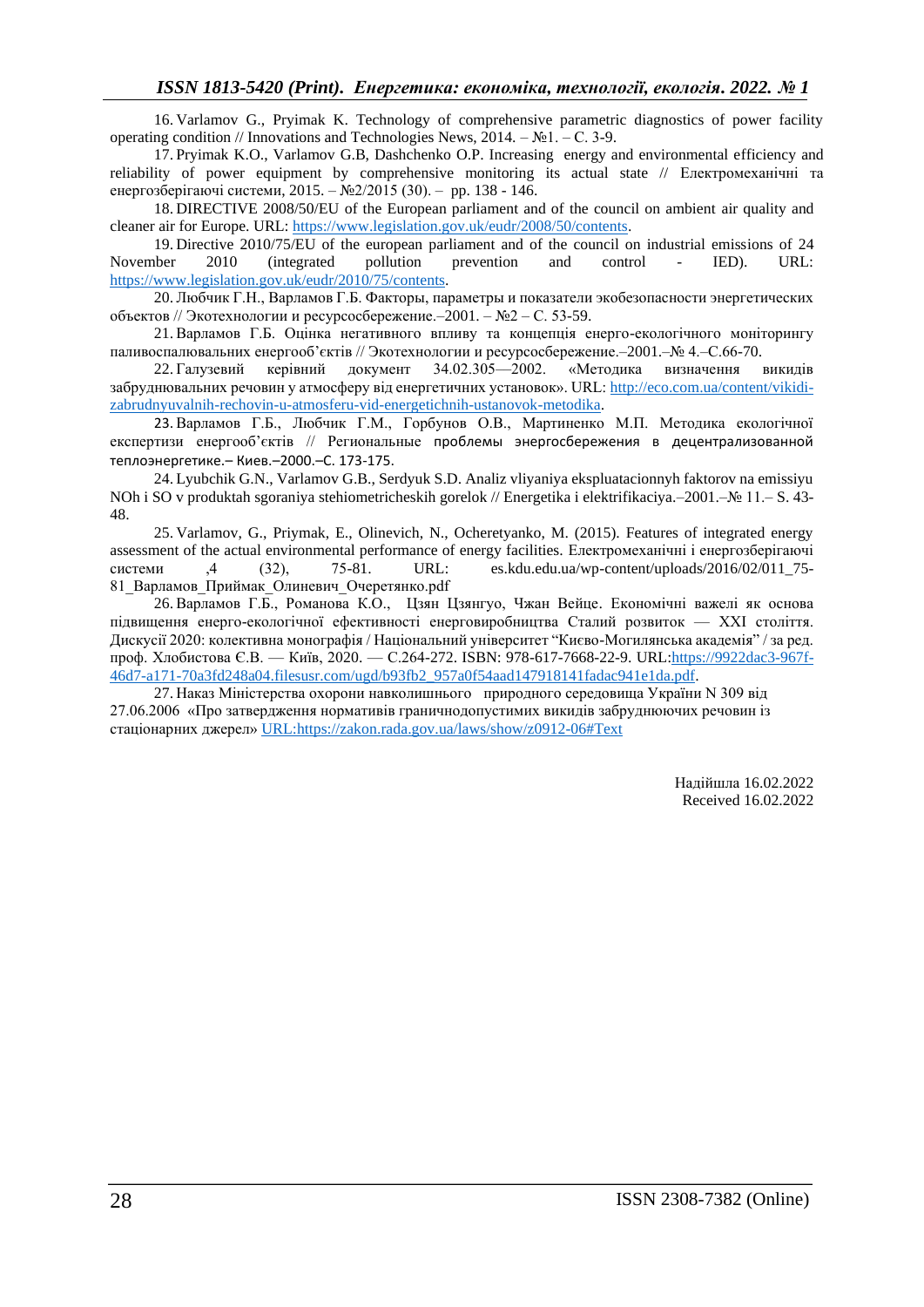16. Varlamov G., Pryimak K. Technology of comprehensive parametric diagnostics of power facility operating condition // Innovations and Technologies News, 2014. – №1. – С. 3-9.

17. Pryimak K.O., Varlamov G.B, Dashchenko O.P. Increasing energy and environmental efficiency and reliability of power equipment by comprehensive monitoring its actual state // Електромеханічні та енергозберігаючі системи, 2015. – №2/2015 (30). – pp. 138 - 146.

18. DIRECTIVE 2008/50/EU of the European parliament and of the council on ambient air quality and cleaner air for Europe. URL: https://www.legislation.gov.uk/eudr/2008/50/contents.

19. Directive 2010/75/EU of the european parliament and of the council on industrial emissions of 24 November 2010 (integrated pollution prevention and control - IED). URL: https://www.legislation.gov.uk/eudr/2010/75/contents.

20. Любчик Г.Н., Варламов Г.Б. Факторы, параметры и показатели экобезопасности энергетических объектов // Экотехнологии и ресурсосбережение.–2001. – №2 – С. 53-59.

21. Варламов Г.Б. Оцінка негативного впливу та концепція енерго-екологічного моніторингу паливоспалювальних енергооб'єктів // Экотехнологии и ресурсосбережение.–2001.–№ 4.–С.66-70.

22. Галузевий керівний документ 34.02.305—2002. «Методика визначення викидів забруднювальних речовин у атмосферу від енергетичних установок». URL: http://eco.com.ua/content/vikidi-zabrudnyuvalnih-rechovin-u-atmosferu-vid-energetichnih-ustanovok-metodika.

23. Варламов Г.Б., Любчик Г.М., Горбунов О.В., Мартиненко М.П. Методика екологічної експертизи енергооб'єктів // Региональные проблемы энергосбережения в децентрализованной теплоэнергетике.– Киев.–2000.–С. 173-175.

24. Lyubchik G.N., Varlamov G.B., Serdyuk S.D. Analiz vliyaniya ekspluatacionnyh faktorov na emissiyu NOh i SO v produktah sgoraniya stehiometricheskih gorelok // Energetika i elektrifikaciya.–2001.–№ 11.– S. 43-48.

25. Varlamov, G., Priymak, E., Olinevich, N., Ocheretyanko, M. (2015). Features of integrated energy assessment of the actual environmental performance of energy facilities. Електромеханічні і енергозберігаючі системи ,4 (32), 75-81. URL: es.kdu.edu.ua/wp-content/uploads/2016/02/011_75-81_Варламов_Приймак_Олиневич_Очеретянко.pdf

26. Варламов Г.Б., Романова К.О., Цзян Цзянгуо, Чжан Вейце. Економічні важелі як основа підвищення енерго-екологічної ефективності енерговиробництва Сталий розвиток — XXI століття. Дискусії 2020: колективна монографія / Національний університет "Києво-Могилянська академія" / за ред. проф. Хлобистова Є.В. — Київ, 2020. — С.264-272. ISBN: 978-617-7668-22-9. URL:https://9922dac3-967f-46d7-a171-70a3fd248a04.filesusr.com/ugd/b93fb2_957a0f54aad147918141fadac941e1da.pdf.

27. Наказ Міністерства охорони навколишнього природного середовища України N 309 від 27.06.2006 «Про затвердження нормативів граничнодопустимих викидів забруднюючих речовин із стаціонарних джерел» URL:https://zakon.rada.gov.ua/laws/show/z0912-06#Text

Надійшла 16.02.2022
Received 16.02.2022